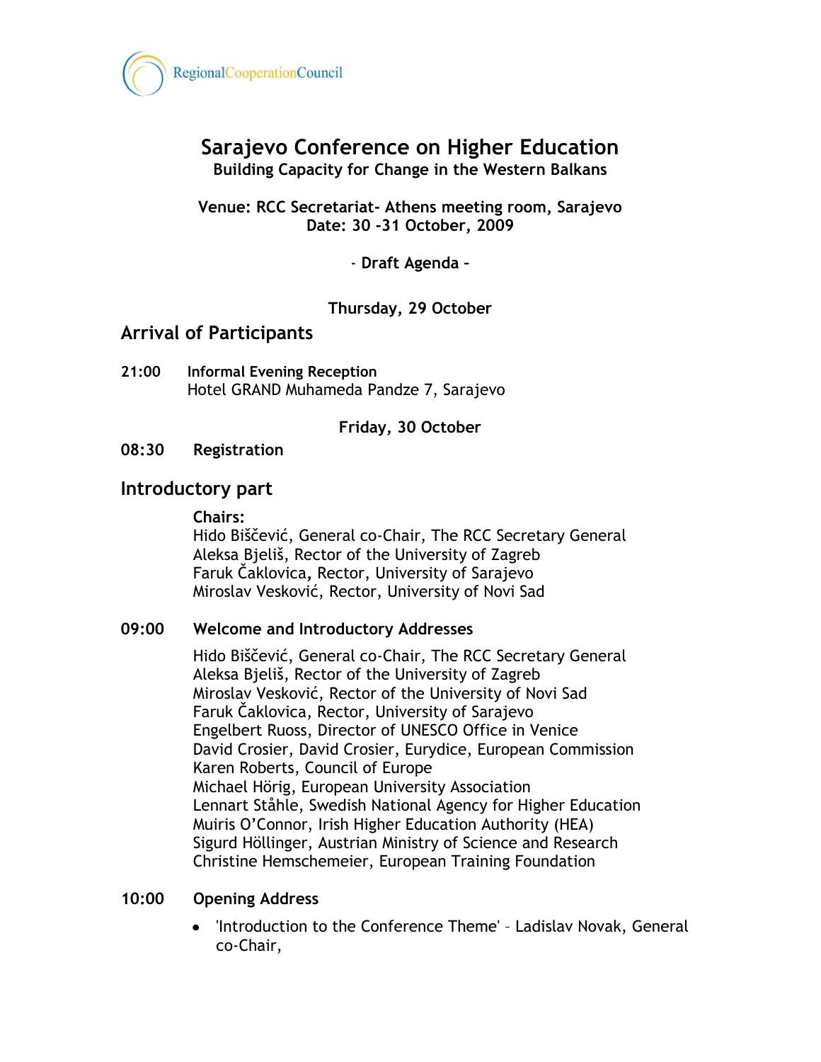RegionalCooperationCouncil

# Sarajevo Conference on Higher Education

**Building Capacity for Change in the Western Balkans**

**Venue: RCC Secretariat- Athens meeting room, Sarajevo**
**Date: 30 -31 October, 2009**

**- Draft Agenda –**

**Thursday, 29 October**

## Arrival of Participants

**21:00 Informal Evening Reception**
Hotel GRAND Muhameda Pandze 7, Sarajevo

**Friday, 30 October**

**08:30 Registration**

## Introductory part

**Chairs:**
Hido Biščević, General co-Chair, The RCC Secretary General
Aleksa Bjeliš, Rector of the University of Zagreb
Faruk Čaklovica, Rector, University of Sarajevo
Miroslav Vesković, Rector, University of Novi Sad

**09:00 Welcome and Introductory Addresses**

Hido Biščević, General co-Chair, The RCC Secretary General
Aleksa Bjeliš, Rector of the University of Zagreb
Miroslav Vesković, Rector of the University of Novi Sad
Faruk Čaklovica, Rector, University of Sarajevo
Engelbert Ruoss, Director of UNESCO Office in Venice
David Crosier, David Crosier, Eurydice, European Commission
Karen Roberts, Council of Europe
Michael Hörig, European University Association
Lennart Ståhle, Swedish National Agency for Higher Education
Muiris O'Connor, Irish Higher Education Authority (HEA)
Sigurd Höllinger, Austrian Ministry of Science and Research
Christine Hemschemeier, European Training Foundation

**10:00 Opening Address**

- 'Introduction to the Conference Theme' – Ladislav Novak, General co-Chair,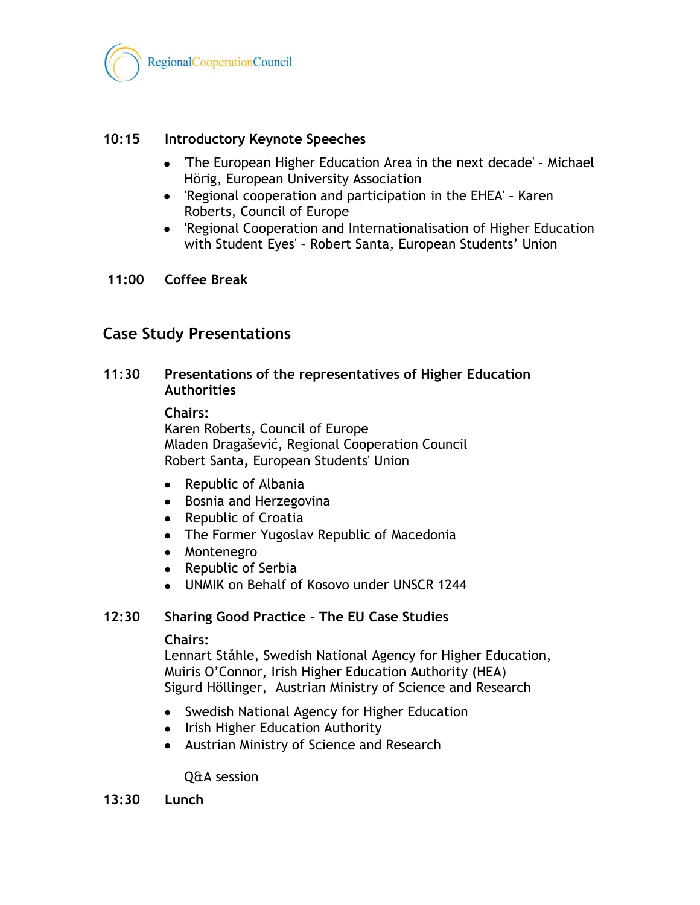**10:15 Introductory Keynote Speeches**

- 'The European Higher Education Area in the next decade' – Michael Hörig, European University Association
- 'Regional cooperation and participation in the EHEA' – Karen Roberts, Council of Europe
- 'Regional Cooperation and Internationalisation of Higher Education with Student Eyes' – Robert Santa, European Students' Union

**11:00 Coffee Break**

## Case Study Presentations

**11:30 Presentations of the representatives of Higher Education Authorities**

**Chairs:**
Karen Roberts, Council of Europe
Mladen Dragašević, Regional Cooperation Council
Robert Santa, European Students' Union

- Republic of Albania
- Bosnia and Herzegovina
- Republic of Croatia
- The Former Yugoslav Republic of Macedonia
- Montenegro
- Republic of Serbia
- UNMIK on Behalf of Kosovo under UNSCR 1244

**12:30 Sharing Good Practice - The EU Case Studies**

**Chairs:**
Lennart Ståhle, Swedish National Agency for Higher Education,
Muiris O'Connor, Irish Higher Education Authority (HEA)
Sigurd Höllinger, Austrian Ministry of Science and Research

- Swedish National Agency for Higher Education
- Irish Higher Education Authority
- Austrian Ministry of Science and Research

Q&A session

**13:30 Lunch**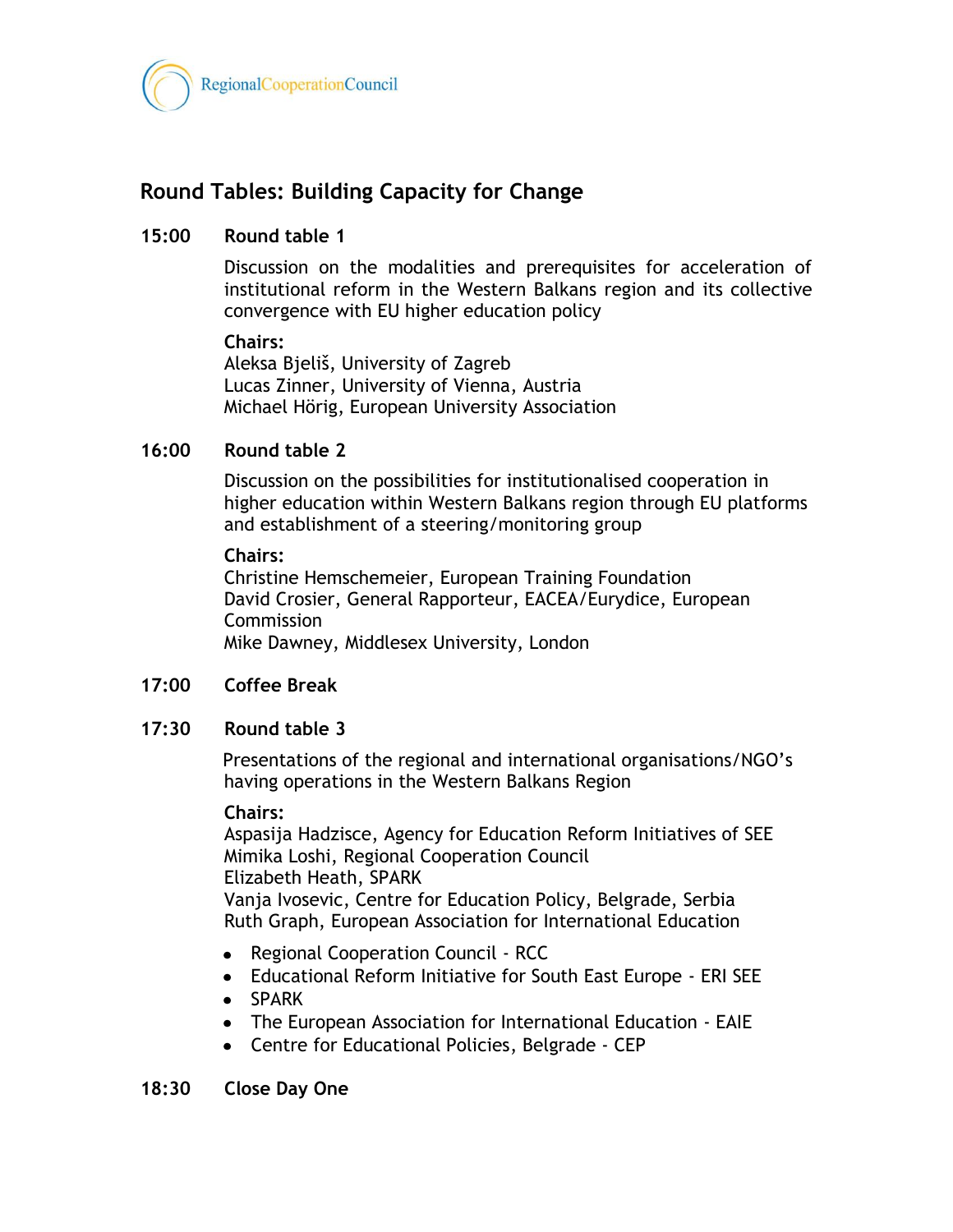## Round Tables: Building Capacity for Change

**15:00 Round table 1**

Discussion on the modalities and prerequisites for acceleration of institutional reform in the Western Balkans region and its collective convergence with EU higher education policy

**Chairs:**
Aleksa Bjeliš, University of Zagreb
Lucas Zinner, University of Vienna, Austria
Michael Hörig, European University Association

**16:00 Round table 2**

Discussion on the possibilities for institutionalised cooperation in higher education within Western Balkans region through EU platforms and establishment of a steering/monitoring group

**Chairs:**
Christine Hemschemeier, European Training Foundation
David Crosier, General Rapporteur, EACEA/Eurydice, European Commission
Mike Dawney, Middlesex University, London

**17:00 Coffee Break**

**17:30 Round table 3**

Presentations of the regional and international organisations/NGO's having operations in the Western Balkans Region

**Chairs:**
Aspasija Hadzisce, Agency for Education Reform Initiatives of SEE
Mimika Loshi, Regional Cooperation Council
Elizabeth Heath, SPARK
Vanja Ivosevic, Centre for Education Policy, Belgrade, Serbia
Ruth Graph, European Association for International Education

- Regional Cooperation Council - RCC
- Educational Reform Initiative for South East Europe - ERI SEE
- SPARK
- The European Association for International Education - EAIE
- Centre for Educational Policies, Belgrade - CEP

**18:30 Close Day One**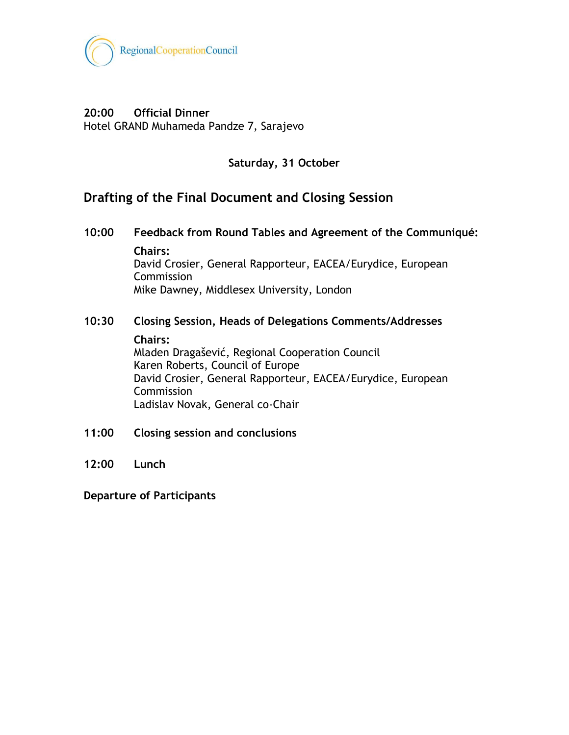**20:00 Official Dinner**
Hotel GRAND Muhameda Pandze 7, Sarajevo

**Saturday, 31 October**

## Drafting of the Final Document and Closing Session

**10:00 Feedback from Round Tables and Agreement of the Communiqué:**

**Chairs:**
David Crosier, General Rapporteur, EACEA/Eurydice, European Commission
Mike Dawney, Middlesex University, London

**10:30 Closing Session, Heads of Delegations Comments/Addresses**

**Chairs:**
Mladen Dragašević, Regional Cooperation Council
Karen Roberts, Council of Europe
David Crosier, General Rapporteur, EACEA/Eurydice, European Commission
Ladislav Novak, General co-Chair

**11:00 Closing session and conclusions**

**12:00 Lunch**

**Departure of Participants**